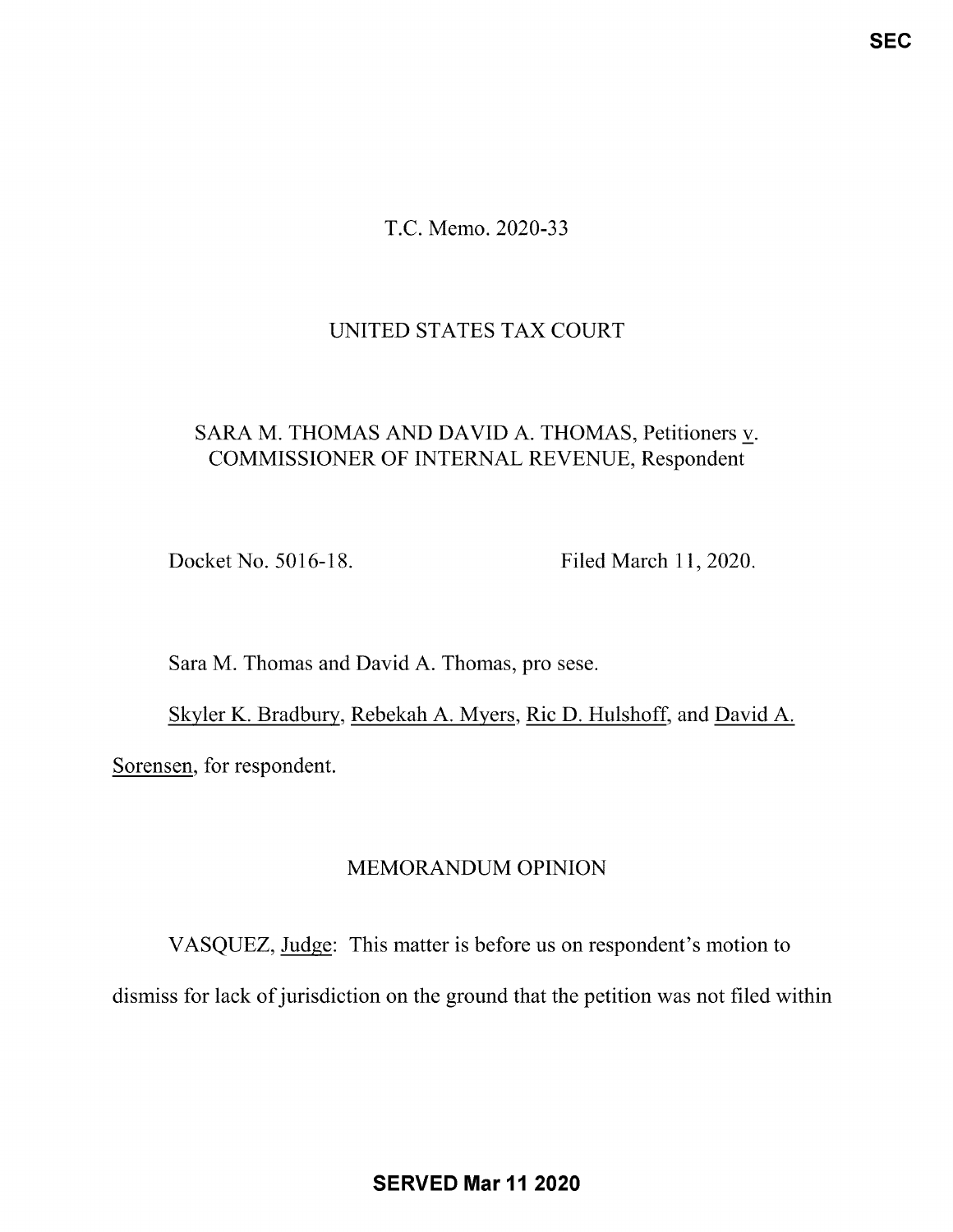T.C. Memo. 2020-33

UNITED STATES TAX COURT

SARA M. THOMAS AND DAVID A. THOMAS, Petitioners v. COMMISSIONER OF INTERNAL REVENUE, Respondent

Docket No. 5016-18. Filed March 11, 2020.

Sara M. Thomas and David A. Thomas, pro sese.

Skyler K. Bradbury, Rebekah A. Myers, Ric D. Hulshoff, and David A. Sorensen, for respondent.

MEMORANDUM OPINION

VASQUEZ, Judge: This matter is before us on respondent's motion to dismiss for lack of jurisdiction on the ground that the petition was not filed within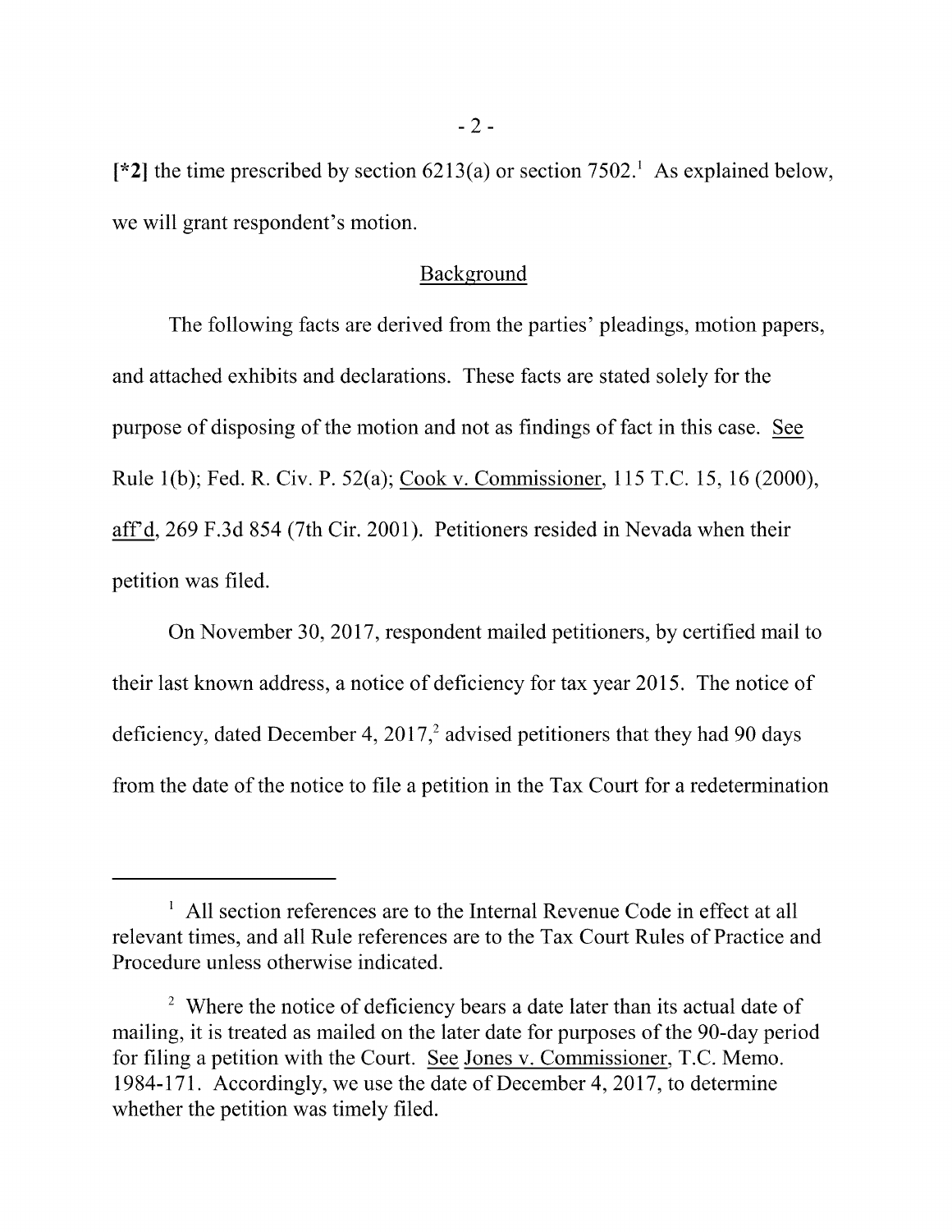[*2] the time prescribed by section 6213(a) or section 7502.[1] As explained below, we will grant respondent's motion.

## Background

The following facts are derived from the parties' pleadings, motion papers, and attached exhibits and declarations. These facts are stated solely for the purpose of disposing of the motion and not as findings of fact in this case. See Rule 1(b); Fed. R. Civ. P. 52(a); Cook v. Commissioner, 115 T.C. 15, 16 (2000), aff'd, 269 F.3d 854 (7th Cir. 2001). Petitioners resided in Nevada when their petition was filed.

On November 30, 2017, respondent mailed petitioners, by certified mail to their last known address, a notice of deficiency for tax year 2015. The notice of deficiency, dated December 4, 2017,[2] advised petitioners that they had 90 days from the date of the notice to file a petition in the Tax Court for a redetermination

---

[1] All section references are to the Internal Revenue Code in effect at all relevant times, and all Rule references are to the Tax Court Rules of Practice and Procedure unless otherwise indicated.

[2] Where the notice of deficiency bears a date later than its actual date of mailing, it is treated as mailed on the later date for purposes of the 90-day period for filing a petition with the Court. See Jones v. Commissioner, T.C. Memo. 1984-171. Accordingly, we use the date of December 4, 2017, to determine whether the petition was timely filed.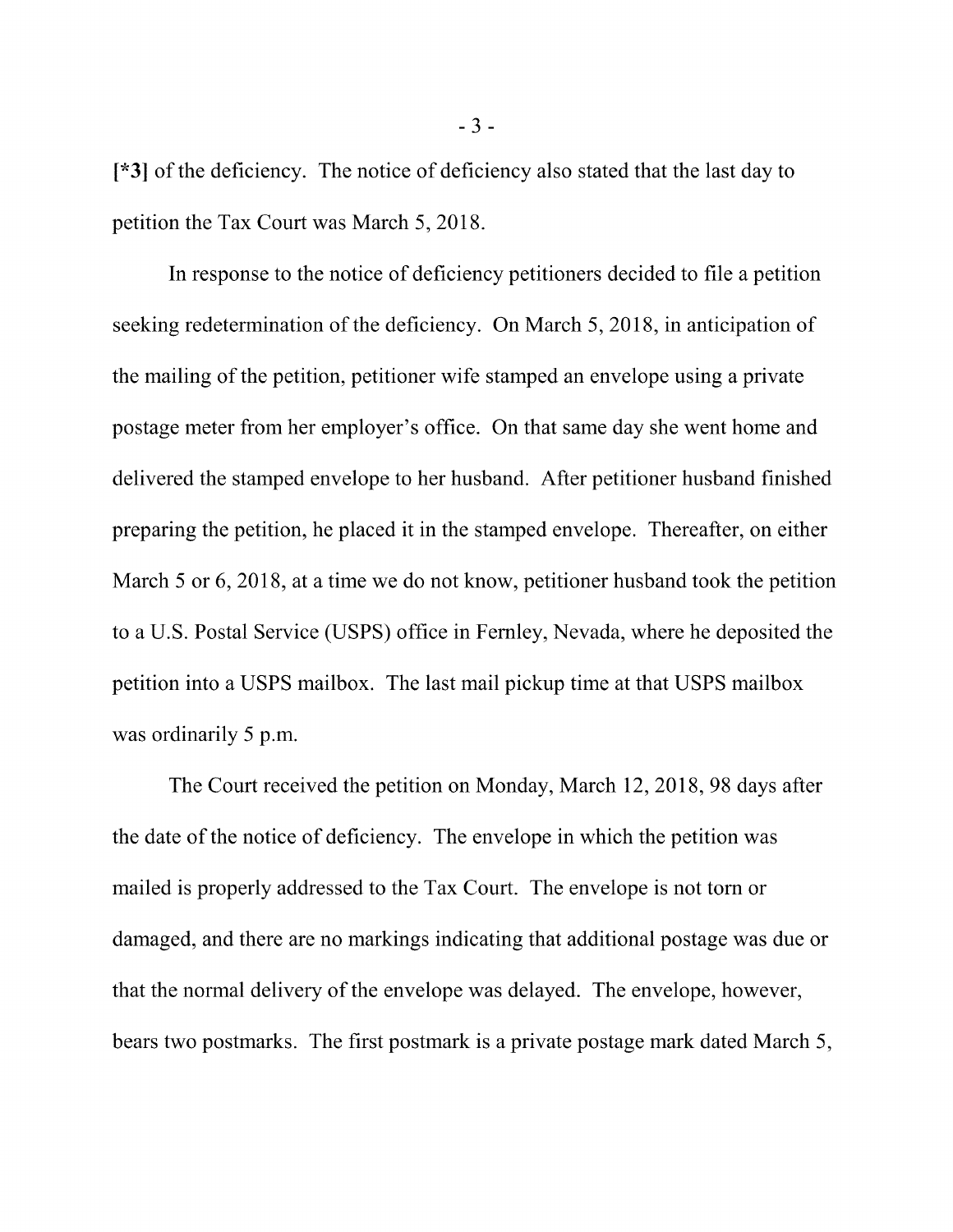[*3] of the deficiency. The notice of deficiency also stated that the last day to petition the Tax Court was March 5, 2018.

In response to the notice of deficiency petitioners decided to file a petition seeking redetermination of the deficiency. On March 5, 2018, in anticipation of the mailing of the petition, petitioner wife stamped an envelope using a private postage meter from her employer's office. On that same day she went home and delivered the stamped envelope to her husband. After petitioner husband finished preparing the petition, he placed it in the stamped envelope. Thereafter, on either March 5 or 6, 2018, at a time we do not know, petitioner husband took the petition to a U.S. Postal Service (USPS) office in Fernley, Nevada, where he deposited the petition into a USPS mailbox. The last mail pickup time at that USPS mailbox was ordinarily 5 p.m.

The Court received the petition on Monday, March 12, 2018, 98 days after the date of the notice of deficiency. The envelope in which the petition was mailed is properly addressed to the Tax Court. The envelope is not torn or damaged, and there are no markings indicating that additional postage was due or that the normal delivery of the envelope was delayed. The envelope, however, bears two postmarks. The first postmark is a private postage mark dated March 5,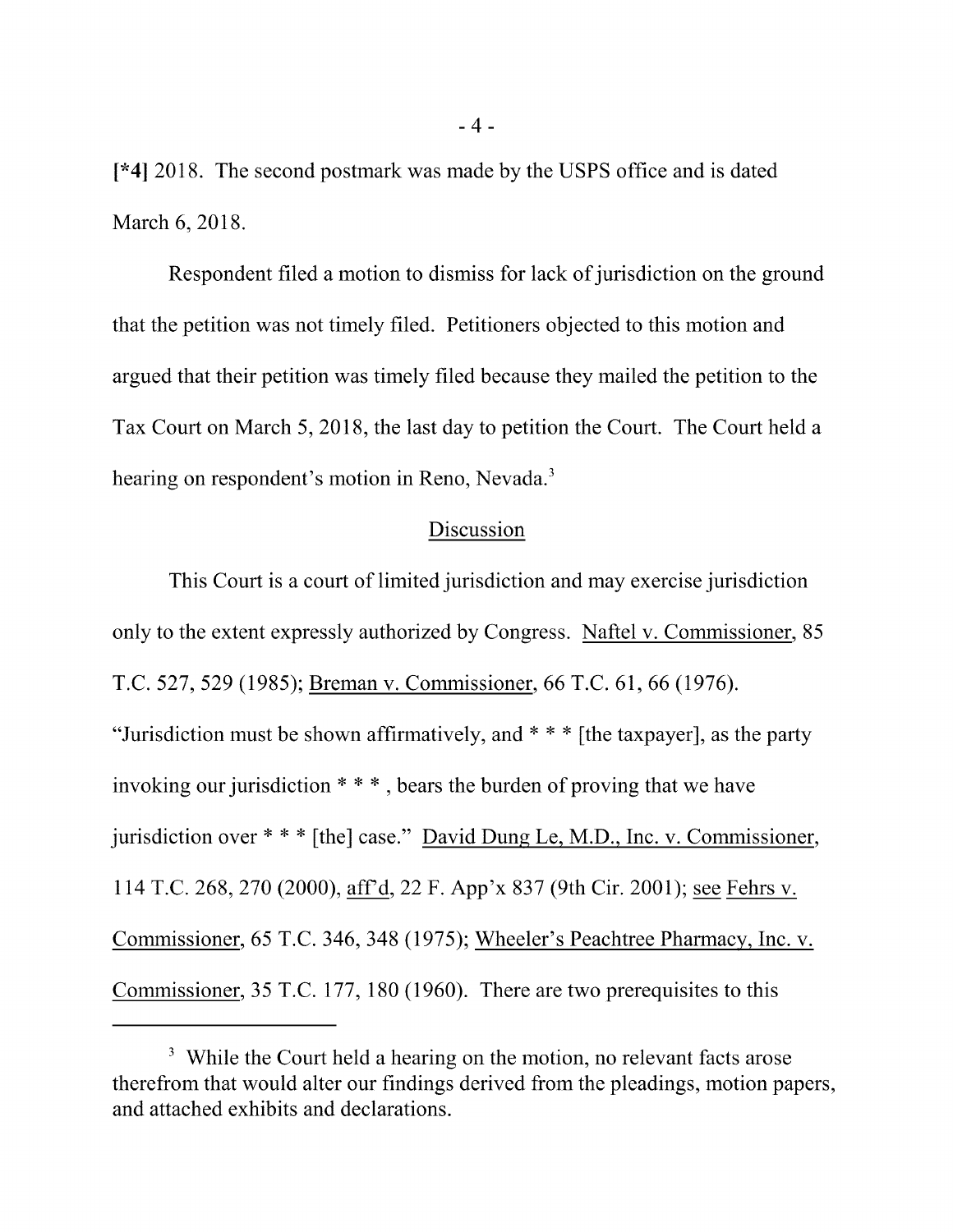[*4] 2018. The second postmark was made by the USPS office and is dated March 6, 2018.

Respondent filed a motion to dismiss for lack of jurisdiction on the ground that the petition was not timely filed. Petitioners objected to this motion and argued that their petition was timely filed because they mailed the petition to the Tax Court on March 5, 2018, the last day to petition the Court. The Court held a hearing on respondent's motion in Reno, Nevada.[3]

## Discussion

This Court is a court of limited jurisdiction and may exercise jurisdiction only to the extent expressly authorized by Congress. Naftel v. Commissioner, 85 T.C. 527, 529 (1985); Breman v. Commissioner, 66 T.C. 61, 66 (1976). "Jurisdiction must be shown affirmatively, and * * * [the taxpayer], as the party invoking our jurisdiction * * * , bears the burden of proving that we have jurisdiction over * * * [the] case." David Dung Le, M.D., Inc. v. Commissioner, 114 T.C. 268, 270 (2000), aff'd, 22 F. App'x 837 (9th Cir. 2001); see Fehrs v. Commissioner, 65 T.C. 346, 348 (1975); Wheeler's Peachtree Pharmacy, Inc. v. Commissioner, 35 T.C. 177, 180 (1960). There are two prerequisites to this

---

[3] While the Court held a hearing on the motion, no relevant facts arose therefrom that would alter our findings derived from the pleadings, motion papers, and attached exhibits and declarations.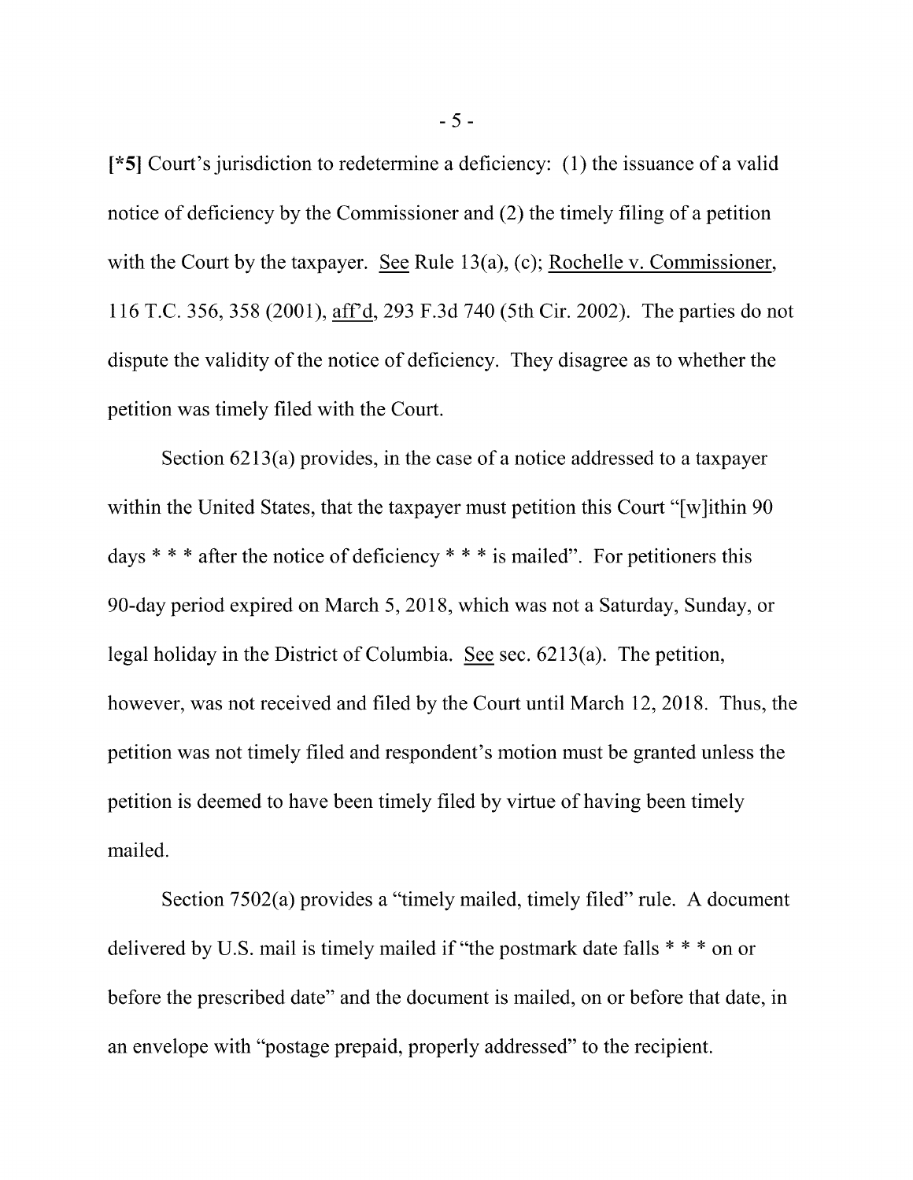[*5] Court's jurisdiction to redetermine a deficiency: (1) the issuance of a valid notice of deficiency by the Commissioner and (2) the timely filing of a petition with the Court by the taxpayer. See Rule 13(a), (c); Rochelle v. Commissioner, 116 T.C. 356, 358 (2001), aff'd, 293 F.3d 740 (5th Cir. 2002). The parties do not dispute the validity of the notice of deficiency. They disagree as to whether the petition was timely filed with the Court.

Section 6213(a) provides, in the case of a notice addressed to a taxpayer within the United States, that the taxpayer must petition this Court "[w]ithin 90 days * * * after the notice of deficiency * * * is mailed". For petitioners this 90-day period expired on March 5, 2018, which was not a Saturday, Sunday, or legal holiday in the District of Columbia. See sec. 6213(a). The petition, however, was not received and filed by the Court until March 12, 2018. Thus, the petition was not timely filed and respondent's motion must be granted unless the petition is deemed to have been timely filed by virtue of having been timely mailed.

Section 7502(a) provides a "timely mailed, timely filed" rule. A document delivered by U.S. mail is timely mailed if "the postmark date falls * * * on or before the prescribed date" and the document is mailed, on or before that date, in an envelope with "postage prepaid, properly addressed" to the recipient.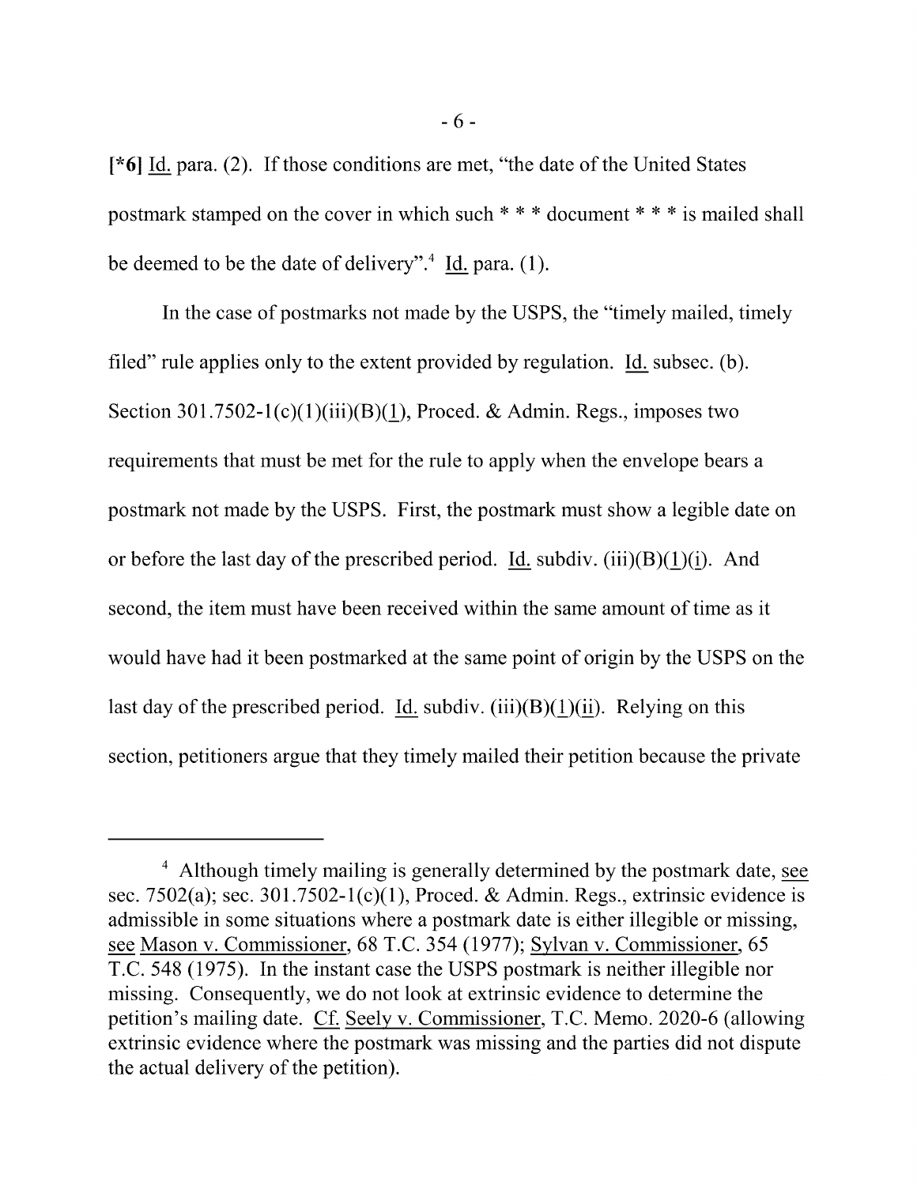[*6] Id. para. (2). If those conditions are met, "the date of the United States postmark stamped on the cover in which such * * * document * * * is mailed shall be deemed to be the date of delivery".[4] Id. para. (1).

In the case of postmarks not made by the USPS, the "timely mailed, timely filed" rule applies only to the extent provided by regulation. Id. subsec. (b). Section 301.7502-1(c)(1)(iii)(B)(1), Proced. & Admin. Regs., imposes two requirements that must be met for the rule to apply when the envelope bears a postmark not made by the USPS. First, the postmark must show a legible date on or before the last day of the prescribed period. Id. subdiv. (iii)(B)(1)(i). And second, the item must have been received within the same amount of time as it would have had it been postmarked at the same point of origin by the USPS on the last day of the prescribed period. Id. subdiv. (iii)(B)(1)(ii). Relying on this section, petitioners argue that they timely mailed their petition because the private

---

[4] Although timely mailing is generally determined by the postmark date, see sec. 7502(a); sec. 301.7502-1(c)(1), Proced. & Admin. Regs., extrinsic evidence is admissible in some situations where a postmark date is either illegible or missing, see Mason v. Commissioner, 68 T.C. 354 (1977); Sylvan v. Commissioner, 65 T.C. 548 (1975). In the instant case the USPS postmark is neither illegible nor missing. Consequently, we do not look at extrinsic evidence to determine the petition's mailing date. Cf. Seely v. Commissioner, T.C. Memo. 2020-6 (allowing extrinsic evidence where the postmark was missing and the parties did not dispute the actual delivery of the petition).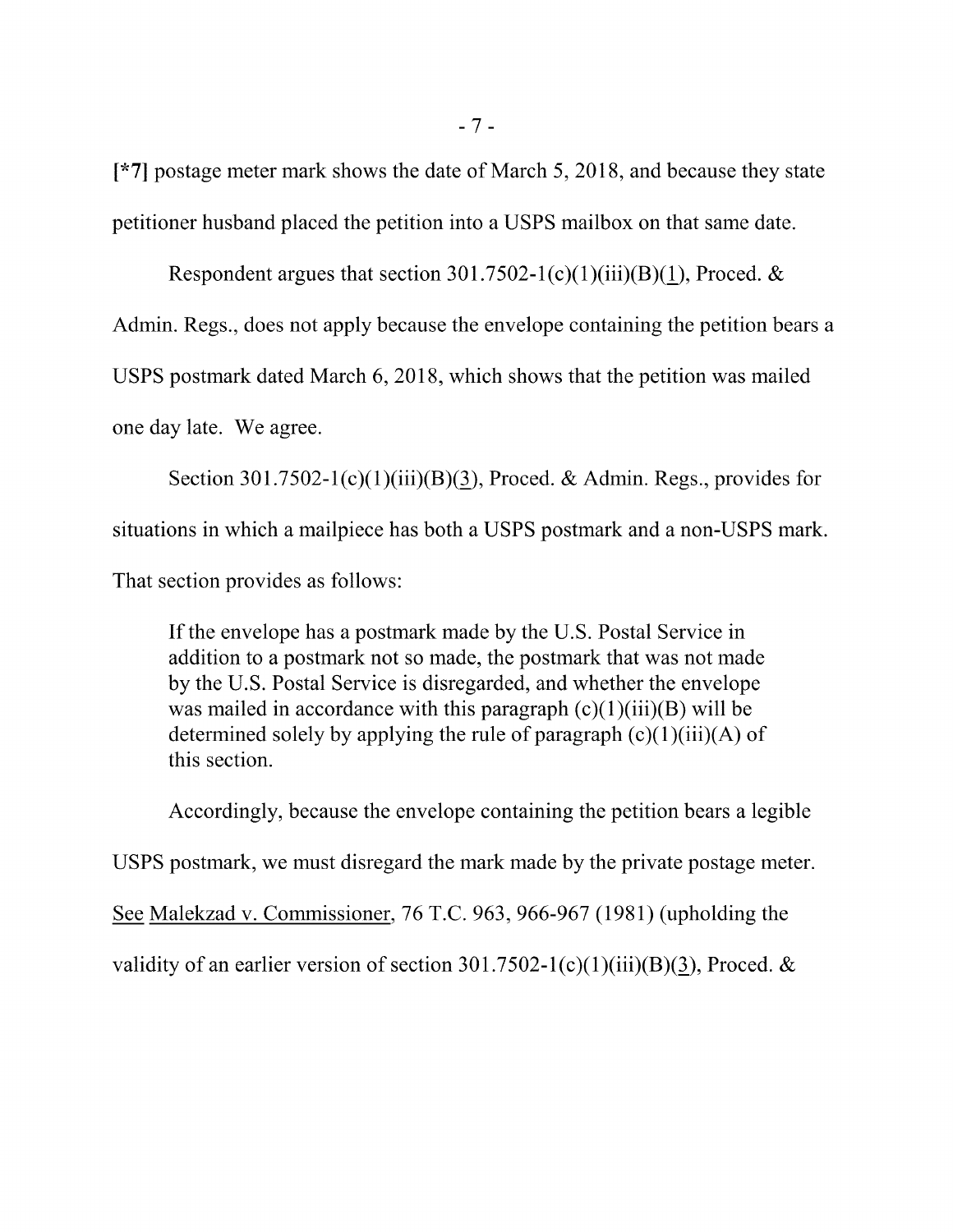[*7] postage meter mark shows the date of March 5, 2018, and because they state petitioner husband placed the petition into a USPS mailbox on that same date.

Respondent argues that section 301.7502-1(c)(1)(iii)(B)(1), Proced. & Admin. Regs., does not apply because the envelope containing the petition bears a USPS postmark dated March 6, 2018, which shows that the petition was mailed one day late. We agree.

Section 301.7502-1(c)(1)(iii)(B)(3), Proced. & Admin. Regs., provides for situations in which a mailpiece has both a USPS postmark and a non-USPS mark. That section provides as follows:

> If the envelope has a postmark made by the U.S. Postal Service in addition to a postmark not so made, the postmark that was not made by the U.S. Postal Service is disregarded, and whether the envelope was mailed in accordance with this paragraph (c)(1)(iii)(B) will be determined solely by applying the rule of paragraph (c)(1)(iii)(A) of this section.

Accordingly, because the envelope containing the petition bears a legible USPS postmark, we must disregard the mark made by the private postage meter. See Malekzad v. Commissioner, 76 T.C. 963, 966-967 (1981) (upholding the validity of an earlier version of section 301.7502-1(c)(1)(iii)(B)(3), Proced. &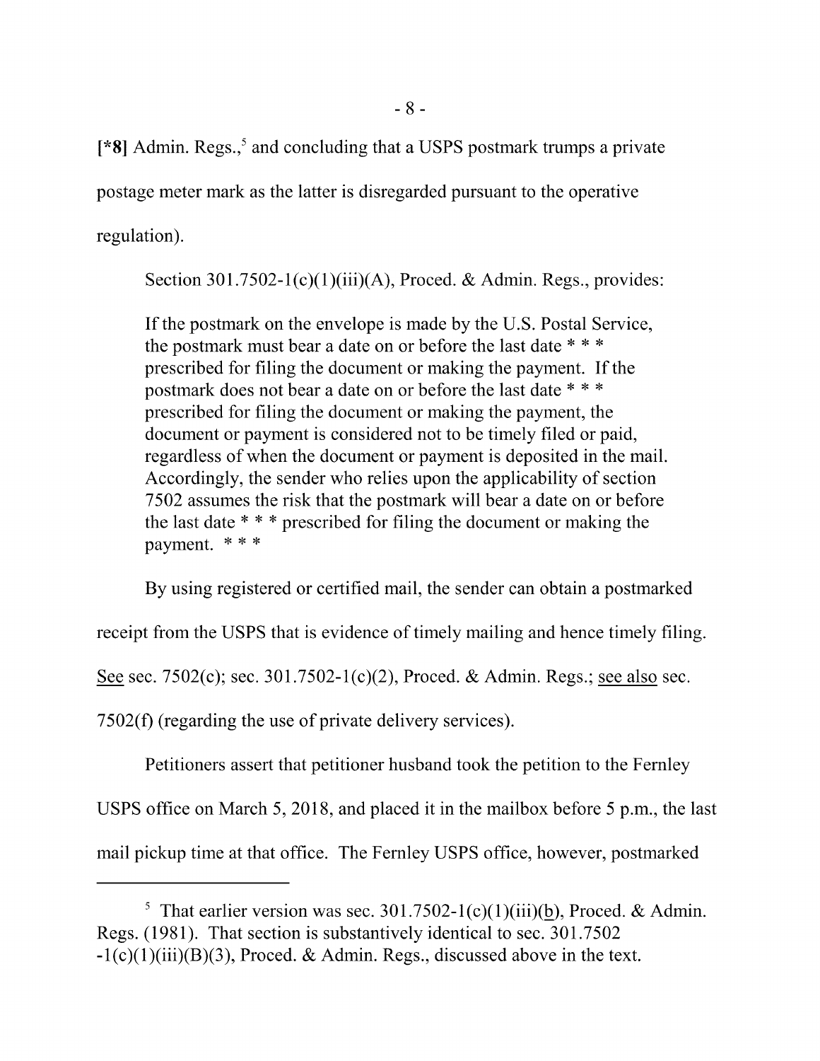[*8] Admin. Regs.,[5] and concluding that a USPS postmark trumps a private postage meter mark as the latter is disregarded pursuant to the operative regulation).

Section 301.7502-1(c)(1)(iii)(A), Proced. & Admin. Regs., provides:

> If the postmark on the envelope is made by the U.S. Postal Service, the postmark must bear a date on or before the last date * * * prescribed for filing the document or making the payment. If the postmark does not bear a date on or before the last date * * * prescribed for filing the document or making the payment, the document or payment is considered not to be timely filed or paid, regardless of when the document or payment is deposited in the mail. Accordingly, the sender who relies upon the applicability of section 7502 assumes the risk that the postmark will bear a date on or before the last date * * * prescribed for filing the document or making the payment. * * *

By using registered or certified mail, the sender can obtain a postmarked receipt from the USPS that is evidence of timely mailing and hence timely filing. See sec. 7502(c); sec. 301.7502-1(c)(2), Proced. & Admin. Regs.; see also sec. 7502(f) (regarding the use of private delivery services).

Petitioners assert that petitioner husband took the petition to the Fernley USPS office on March 5, 2018, and placed it in the mailbox before 5 p.m., the last mail pickup time at that office. The Fernley USPS office, however, postmarked

---

[5] That earlier version was sec. 301.7502-1(c)(1)(iii)(b), Proced. & Admin. Regs. (1981). That section is substantively identical to sec. 301.7502-1(c)(1)(iii)(B)(3), Proced. & Admin. Regs., discussed above in the text.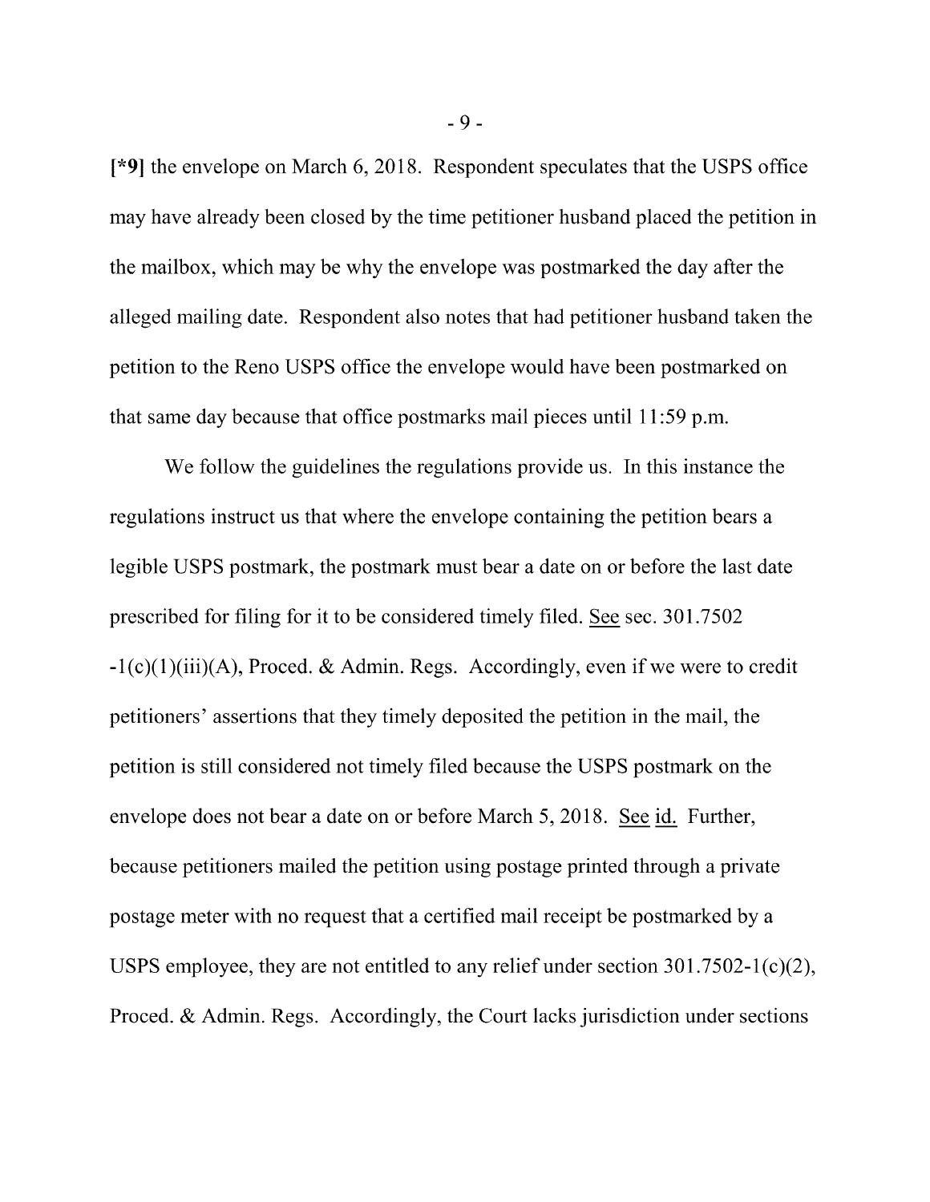[*9] the envelope on March 6, 2018. Respondent speculates that the USPS office may have already been closed by the time petitioner husband placed the petition in the mailbox, which may be why the envelope was postmarked the day after the alleged mailing date. Respondent also notes that had petitioner husband taken the petition to the Reno USPS office the envelope would have been postmarked on that same day because that office postmarks mail pieces until 11:59 p.m.

We follow the guidelines the regulations provide us. In this instance the regulations instruct us that where the envelope containing the petition bears a legible USPS postmark, the postmark must bear a date on or before the last date prescribed for filing for it to be considered timely filed. See sec. 301.7502-1(c)(1)(iii)(A), Proced. & Admin. Regs. Accordingly, even if we were to credit petitioners' assertions that they timely deposited the petition in the mail, the petition is still considered not timely filed because the USPS postmark on the envelope does not bear a date on or before March 5, 2018. See id. Further, because petitioners mailed the petition using postage printed through a private postage meter with no request that a certified mail receipt be postmarked by a USPS employee, they are not entitled to any relief under section 301.7502-1(c)(2), Proced. & Admin. Regs. Accordingly, the Court lacks jurisdiction under sections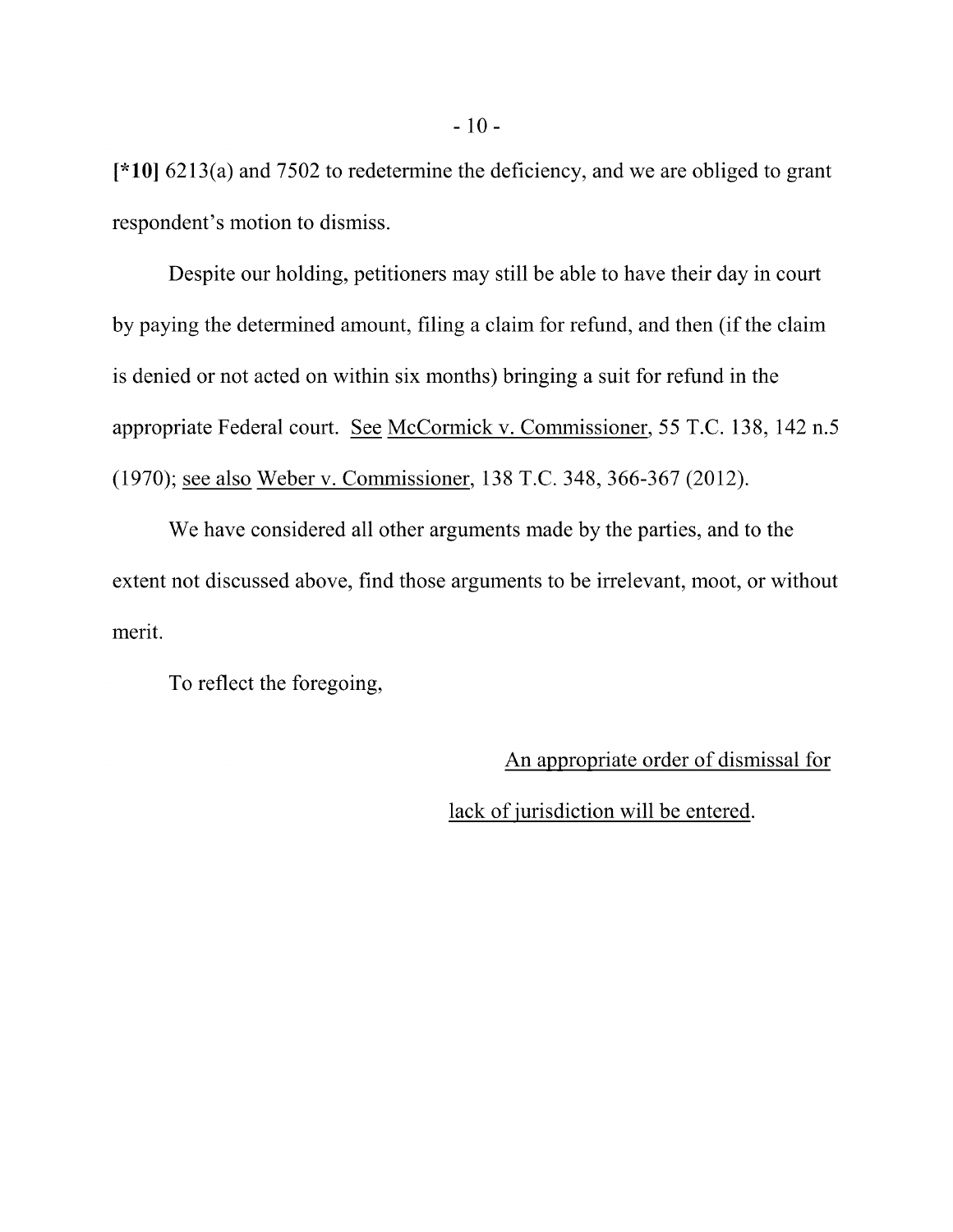**[*10]** 6213(a) and 7502 to redetermine the deficiency, and we are obliged to grant respondent's motion to dismiss.

Despite our holding, petitioners may still be able to have their day in court by paying the determined amount, filing a claim for refund, and then (if the claim is denied or not acted on within six months) bringing a suit for refund in the appropriate Federal court. See McCormick v. Commissioner, 55 T.C. 138, 142 n.5 (1970); see also Weber v. Commissioner, 138 T.C. 348, 366-367 (2012).

We have considered all other arguments made by the parties, and to the extent not discussed above, find those arguments to be irrelevant, moot, or without merit.

To reflect the foregoing,

An appropriate order of dismissal for lack of jurisdiction will be entered.